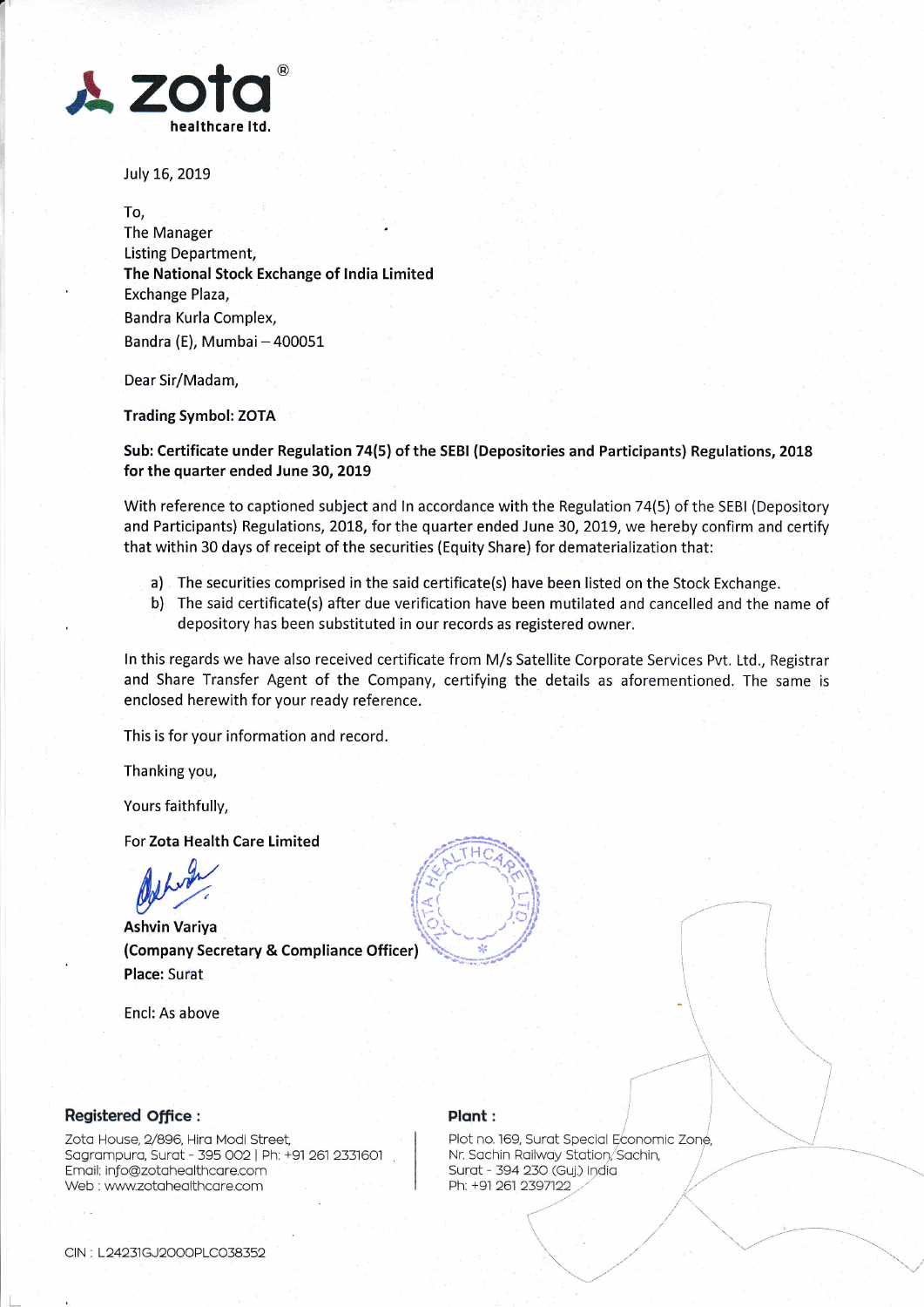zota® healthcare ltd.

July 16, 2019

To,
The Manager
Listing Department,
**The National Stock Exchange of India Limited**
Exchange Plaza,
Bandra Kurla Complex,
Bandra (E), Mumbai – 400051

Dear Sir/Madam,

**Trading Symbol: ZOTA**

**Sub: Certificate under Regulation 74(5) of the SEBI (Depositories and Participants) Regulations, 2018 for the quarter ended June 30, 2019**

With reference to captioned subject and In accordance with the Regulation 74(5) of the SEBI (Depository and Participants) Regulations, 2018, for the quarter ended June 30, 2019, we hereby confirm and certify that within 30 days of receipt of the securities (Equity Share) for dematerialization that:

a) The securities comprised in the said certificate(s) have been listed on the Stock Exchange.
b) The said certificate(s) after due verification have been mutilated and cancelled and the name of depository has been substituted in our records as registered owner.

In this regards we have also received certificate from M/s Satellite Corporate Services Pvt. Ltd., Registrar and Share Transfer Agent of the Company, certifying the details as aforementioned. The same is enclosed herewith for your ready reference.

This is for your information and record.

Thanking you,

Yours faithfully,

For **Zota Health Care Limited**

**Ashvin Variya**
**(Company Secretary & Compliance Officer)**
**Place:** Surat

Encl: As above

**Registered Office :**
Zota House, 2/896, Hira Modi Street,
Sagrampura, Surat - 395 002 | Ph: +91 261 2331601
Email: info@zotahealthcare.com
Web : www.zotahealthcare.com

**Plant :**
Plot no. 169, Surat Special Economic Zone,
Nr. Sachin Railway Station, Sachin,
Surat - 394 230 (Guj.) India
Ph: +91 261 2397122

CIN : L24231GJ2000PLC038352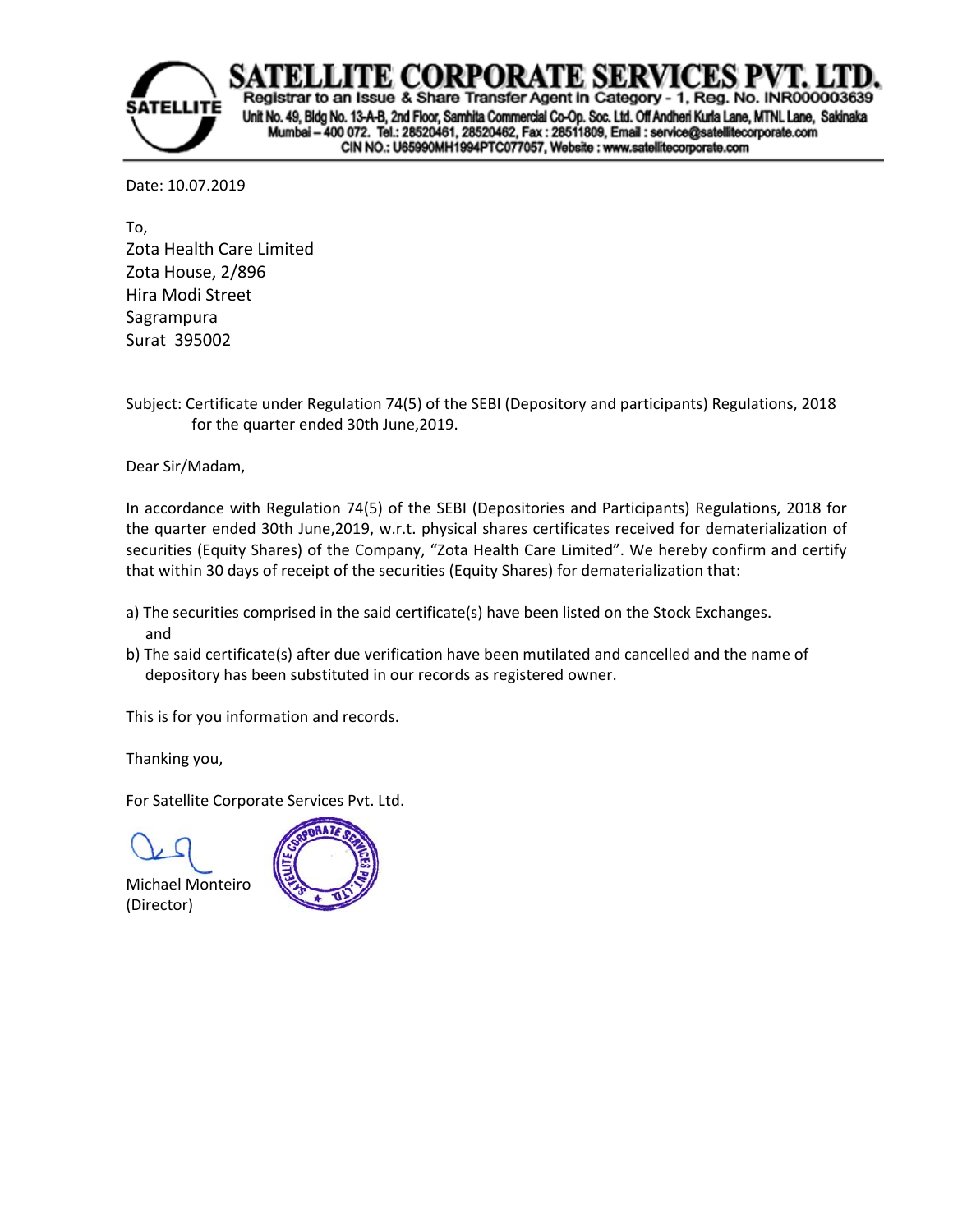# SATELLITE CORPORATE SERVICES PVT. LTD.

Registrar to an Issue & Share Transfer Agent in Category - 1, Reg. No. INR000003639

Unit No. 49, Bldg No. 13-A-B, 2nd Floor, Samhita Commercial Co-Op. Soc. Ltd. Off Andheri Kurla Lane, MTNL Lane, Sakinaka Mumbai – 400 072. Tel.: 28520461, 28520462, Fax : 28511809, Email : service@satellitecorporate.com

CIN NO.: U65990MH1994PTC077057, Website : www.satellitecorporate.com

Date: 10.07.2019

To,
Zota Health Care Limited
Zota House, 2/896
Hira Modi Street
Sagrampura
Surat 395002

Subject: Certificate under Regulation 74(5) of the SEBI (Depository and participants) Regulations, 2018 for the quarter ended 30th June,2019.

Dear Sir/Madam,

In accordance with Regulation 74(5) of the SEBI (Depositories and Participants) Regulations, 2018 for the quarter ended 30th June,2019, w.r.t. physical shares certificates received for dematerialization of securities (Equity Shares) of the Company, "Zota Health Care Limited". We hereby confirm and certify that within 30 days of receipt of the securities (Equity Shares) for dematerialization that:

a) The securities comprised in the said certificate(s) have been listed on the Stock Exchanges.
and
b) The said certificate(s) after due verification have been mutilated and cancelled and the name of depository has been substituted in our records as registered owner.

This is for you information and records.

Thanking you,

For Satellite Corporate Services Pvt. Ltd.

Michael Monteiro
(Director)